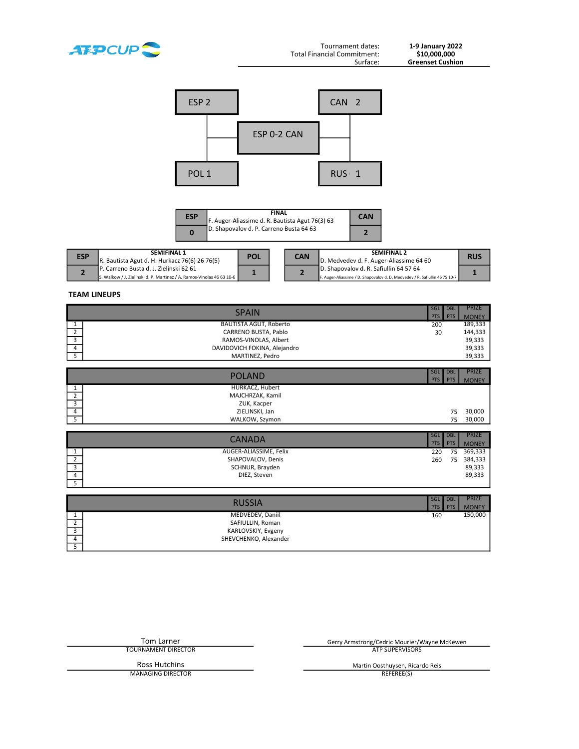ATP CUP

| | |
|---|---|
| Tournament dates: | 1-9 January 2022 |
| Total Financial Commitment: | $10,000,000 |
| Surface: | Greenset Cushion |

| | | |
|---|---|---|
| ESP 2 | | CAN 2 |
| | ESP 0-2 CAN | |
| POL 1 | | RUS 1 |

| ESP | FINAL | CAN |
|---|---|---|
| 0 | F. Auger-Aliassime d. R. Bautista Agut 76(3) 63<br>D. Shapovalov d. P. Carreno Busta 64 63 | 2 |

| ESP | SEMIFINAL 1 | POL |
|---|---|---|
| 2 | R. Bautista Agut d. H. Hurkacz 76(6) 26 76(5)<br>P. Carreno Busta d. J. Zielinski 62 61<br>S. Walkow / J. Zielinski d. P. Martinez / A. Ramos-Vinolas 46 63 10-6 | 1 |

| CAN | SEMIFINAL 2 | RUS |
|---|---|---|
| 2 | D. Medvedev d. F. Auger-Aliassime 64 60<br>D. Shapovalov d. R. Safiullin 64 57 64<br>F. Auger-Aliassime / D. Shapovalov d. D. Medvedev / R. Safiullin 46 75 10-7 | 1 |

**TEAM LINEUPS**

| | SPAIN | SGL PTS | DBL PTS | PRIZE MONEY |
|---|---|---|---|---|
| 1 | BAUTISTA AGUT, Roberto | 200 | | 189,333 |
| 2 | CARRENO BUSTA, Pablo | 30 | | 144,333 |
| 3 | RAMOS-VINOLAS, Albert | | | 39,333 |
| 4 | DAVIDOVICH FOKINA, Alejandro | | | 39,333 |
| 5 | MARTINEZ, Pedro | | | 39,333 |

| | POLAND | SGL PTS | DBL PTS | PRIZE MONEY |
|---|---|---|---|---|
| 1 | HURKACZ, Hubert | | | |
| 2 | MAJCHRZAK, Kamil | | | |
| 3 | ZUK, Kacper | | | |
| 4 | ZIELINSKI, Jan | | 75 | 30,000 |
| 5 | WALKOW, Szymon | | 75 | 30,000 |

| | CANADA | SGL PTS | DBL PTS | PRIZE MONEY |
|---|---|---|---|---|
| 1 | AUGER-ALIASSIME, Felix | 220 | 75 | 369,333 |
| 2 | SHAPOVALOV, Denis | 260 | 75 | 384,333 |
| 3 | SCHNUR, Brayden | | | 89,333 |
| 4 | DIEZ, Steven | | | 89,333 |
| 5 | | | | |

| | RUSSIA | SGL PTS | DBL PTS | PRIZE MONEY |
|---|---|---|---|---|
| 1 | MEDVEDEV, Daniil | 160 | | 150,000 |
| 2 | SAFIULLIN, Roman | | | |
| 3 | KARLOVSKIY, Evgeny | | | |
| 4 | SHEVCHENKO, Alexander | | | |
| 5 | | | | |

| | |
|---|---|
| Tom Larner<br>TOURNAMENT DIRECTOR | Gerry Armstrong/Cedric Mourier/Wayne McKewen<br>ATP SUPERVISORS |
| Ross Hutchins<br>MANAGING DIRECTOR | Martin Oosthuysen, Ricardo Reis<br>REFEREE(S) |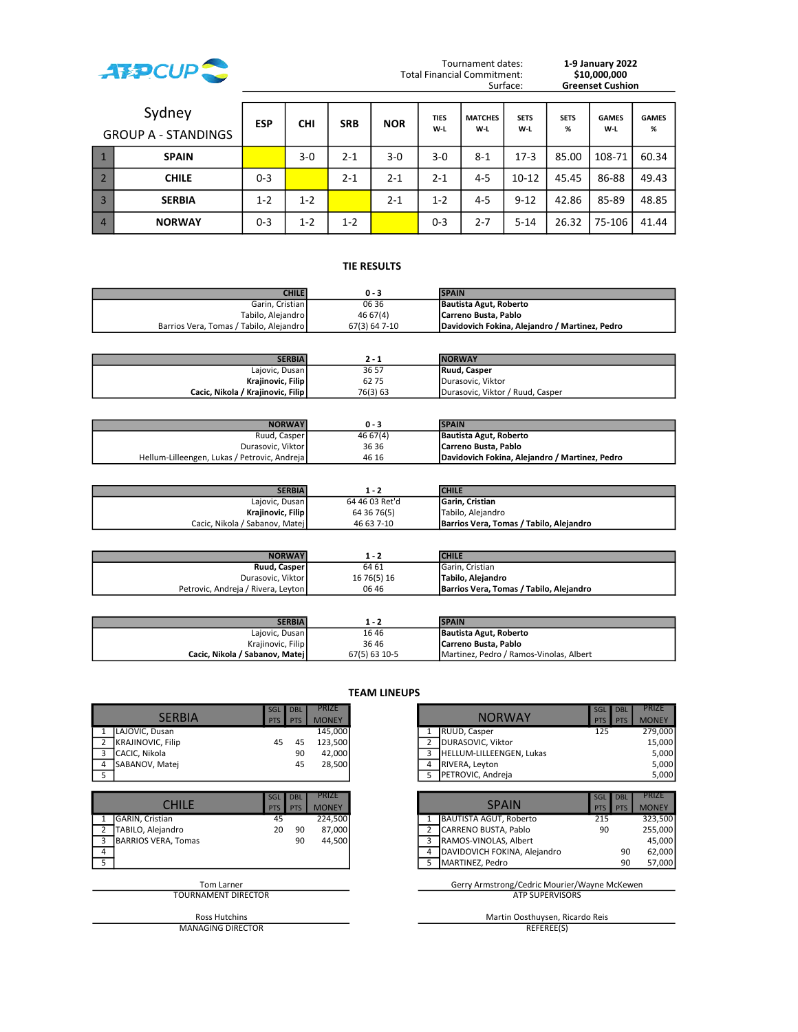ATP CUP

| | |
|---|---|
| Tournament dates: | 1-9 January 2022 |
| Total Financial Commitment: | $10,000,000 |
| Surface: | Greenset Cushion |

## Sydney

## GROUP A - STANDINGS

| | | ESP | CHI | SRB | NOR | TIES W-L | MATCHES W-L | SETS W-L | SETS % | GAMES W-L | GAMES % |
|---|---|---|---|---|---|---|---|---|---|---|---|
| 1 | SPAIN | | 3-0 | 2-1 | 3-0 | 3-0 | 8-1 | 17-3 | 85.00 | 108-71 | 60.34 |
| 2 | CHILE | 0-3 | | 2-1 | 2-1 | 2-1 | 4-5 | 10-12 | 45.45 | 86-88 | 49.43 |
| 3 | SERBIA | 1-2 | 1-2 | | 2-1 | 1-2 | 4-5 | 9-12 | 42.86 | 85-89 | 48.85 |
| 4 | NORWAY | 0-3 | 1-2 | 1-2 | | 0-3 | 2-7 | 5-14 | 26.32 | 75-106 | 41.44 |

## TIE RESULTS

| CHILE | 0 - 3 | SPAIN |
|---|---|---|
| Garin, Cristian | 06 36 | **Bautista Agut, Roberto** |
| Tabilo, Alejandro | 46 67(4) | **Carreno Busta, Pablo** |
| Barrios Vera, Tomas / Tabilo, Alejandro | 67(3) 64 7-10 | **Davidovich Fokina, Alejandro / Martinez, Pedro** |

| SERBIA | 2 - 1 | NORWAY |
|---|---|---|
| Lajovic, Dusan | 36 57 | **Ruud, Casper** |
| **Krajinovic, Filip** | 62 75 | Durasovic, Viktor |
| **Cacic, Nikola / Krajinovic, Filip** | 76(3) 63 | Durasovic, Viktor / Ruud, Casper |

| NORWAY | 0 - 3 | SPAIN |
|---|---|---|
| Ruud, Casper | 46 67(4) | **Bautista Agut, Roberto** |
| Durasovic, Viktor | 36 36 | **Carreno Busta, Pablo** |
| Hellum-Lilleengen, Lukas / Petrovic, Andreja | 46 16 | **Davidovich Fokina, Alejandro / Martinez, Pedro** |

| SERBIA | 1 - 2 | CHILE |
|---|---|---|
| Lajovic, Dusan | 64 46 03 Ret'd | **Garin, Cristian** |
| **Krajinovic, Filip** | 64 36 76(5) | Tabilo, Alejandro |
| Cacic, Nikola / Sabanov, Matej | 46 63 7-10 | **Barrios Vera, Tomas / Tabilo, Alejandro** |

| NORWAY | 1 - 2 | CHILE |
|---|---|---|
| **Ruud, Casper** | 64 61 | Garin, Cristian |
| Durasovic, Viktor | 16 76(5) 16 | **Tabilo, Alejandro** |
| Petrovic, Andreja / Rivera, Leyton | 06 46 | **Barrios Vera, Tomas / Tabilo, Alejandro** |

| SERBIA | 1 - 2 | SPAIN |
|---|---|---|
| Lajovic, Dusan | 16 46 | **Bautista Agut, Roberto** |
| Krajinovic, Filip | 36 46 | **Carreno Busta, Pablo** |
| **Cacic, Nikola / Sabanov, Matej** | 67(5) 63 10-5 | Martinez, Pedro / Ramos-Vinolas, Albert |

## TEAM LINEUPS

| | SERBIA | SGL PTS | DBL PTS | PRIZE MONEY |
|---|---|---|---|---|
| 1 | LAJOVIC, Dusan | | | 145,000 |
| 2 | KRAJINOVIC, Filip | 45 | 45 | 123,500 |
| 3 | CACIC, Nikola | | 90 | 42,000 |
| 4 | SABANOV, Matej | | 45 | 28,500 |
| 5 | | | | |

| | NORWAY | SGL PTS | DBL PTS | PRIZE MONEY |
|---|---|---|---|---|
| 1 | RUUD, Casper | 125 | | 279,000 |
| 2 | DURASOVIC, Viktor | | | 15,000 |
| 3 | HELLUM-LILLEENGEN, Lukas | | | 5,000 |
| 4 | RIVERA, Leyton | | | 5,000 |
| 5 | PETROVIC, Andreja | | | 5,000 |

| | CHILE | SGL PTS | DBL PTS | PRIZE MONEY |
|---|---|---|---|---|
| 1 | GARIN, Cristian | 45 | | 224,500 |
| 2 | TABILO, Alejandro | 20 | 90 | 87,000 |
| 3 | BARRIOS VERA, Tomas | | 90 | 44,500 |
| 4 | | | | |
| 5 | | | | |

| | SPAIN | SGL PTS | DBL PTS | PRIZE MONEY |
|---|---|---|---|---|
| 1 | BAUTISTA AGUT, Roberto | 215 | | 323,500 |
| 2 | CARRENO BUSTA, Pablo | 90 | | 255,000 |
| 3 | RAMOS-VINOLAS, Albert | | | 45,000 |
| 4 | DAVIDOVICH FOKINA, Alejandro | | 90 | 62,000 |
| 5 | MARTINEZ, Pedro | | 90 | 57,000 |

Tom Larner
TOURNAMENT DIRECTOR

Gerry Armstrong/Cedric Mourier/Wayne McKewen
ATP SUPERVISORS

Ross Hutchins
MANAGING DIRECTOR

Martin Oosthuysen, Ricardo Reis
REFEREE(S)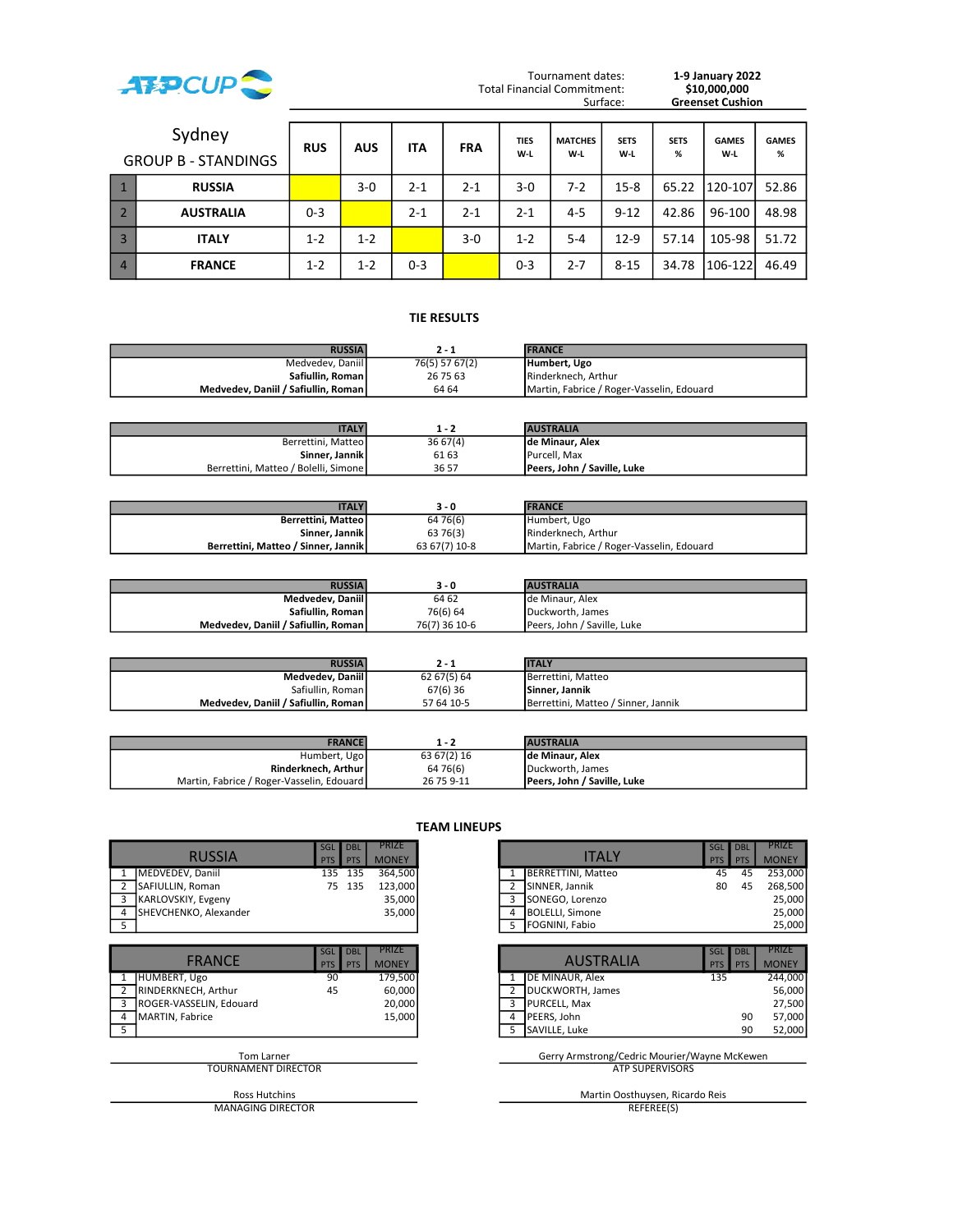ATP CUP

| | |
|---|---|
| Tournament dates: | 1-9 January 2022 |
| Total Financial Commitment: | $10,000,000 |
| Surface: | Greenset Cushion |

## Sydney GROUP B - STANDINGS

| | | RUS | AUS | ITA | FRA | TIES W-L | MATCHES W-L | SETS W-L | SETS % | GAMES W-L | GAMES % |
|---|---|---|---|---|---|---|---|---|---|---|---|
| 1 | RUSSIA | | 3-0 | 2-1 | 2-1 | 3-0 | 7-2 | 15-8 | 65.22 | 120-107 | 52.86 |
| 2 | AUSTRALIA | 0-3 | | 2-1 | 2-1 | 2-1 | 4-5 | 9-12 | 42.86 | 96-100 | 48.98 |
| 3 | ITALY | 1-2 | 1-2 | | 3-0 | 1-2 | 5-4 | 12-9 | 57.14 | 105-98 | 51.72 |
| 4 | FRANCE | 1-2 | 1-2 | 0-3 | | 0-3 | 2-7 | 8-15 | 34.78 | 106-122 | 46.49 |

### TIE RESULTS

| RUSSIA | 2 - 1 | FRANCE |
|---|---|---|
| Medvedev, Daniil | 76(5) 57 67(2) | **Humbert, Ugo** |
| **Safiullin, Roman** | 26 75 63 | Rinderknech, Arthur |
| **Medvedev, Daniil / Safiullin, Roman** | 64 64 | Martin, Fabrice / Roger-Vasselin, Edouard |

| ITALY | 1 - 2 | AUSTRALIA |
|---|---|---|
| Berrettini, Matteo | 36 67(4) | **de Minaur, Alex** |
| **Sinner, Jannik** | 61 63 | Purcell, Max |
| Berrettini, Matteo / Bolelli, Simone | 36 57 | **Peers, John / Saville, Luke** |

| ITALY | 3 - 0 | FRANCE |
|---|---|---|
| **Berrettini, Matteo** | 64 76(6) | Humbert, Ugo |
| **Sinner, Jannik** | 63 76(3) | Rinderknech, Arthur |
| **Berrettini, Matteo / Sinner, Jannik** | 63 67(7) 10-8 | Martin, Fabrice / Roger-Vasselin, Edouard |

| RUSSIA | 3 - 0 | AUSTRALIA |
|---|---|---|
| **Medvedev, Daniil** | 64 62 | de Minaur, Alex |
| **Safiullin, Roman** | 76(6) 64 | Duckworth, James |
| **Medvedev, Daniil / Safiullin, Roman** | 76(7) 36 10-6 | Peers, John / Saville, Luke |

| RUSSIA | 2 - 1 | ITALY |
|---|---|---|
| **Medvedev, Daniil** | 62 67(5) 64 | Berrettini, Matteo |
| Safiullin, Roman | 67(6) 36 | **Sinner, Jannik** |
| **Medvedev, Daniil / Safiullin, Roman** | 57 64 10-5 | Berrettini, Matteo / Sinner, Jannik |

| FRANCE | 1 - 2 | AUSTRALIA |
|---|---|---|
| Humbert, Ugo | 63 67(2) 16 | **de Minaur, Alex** |
| **Rinderknech, Arthur** | 64 76(6) | Duckworth, James |
| Martin, Fabrice / Roger-Vasselin, Edouard | 26 75 9-11 | **Peers, John / Saville, Luke** |

### TEAM LINEUPS

| | RUSSIA | SGL PTS | DBL PTS | PRIZE MONEY |
|---|---|---|---|---|
| 1 | MEDVEDEV, Daniil | 135 | 135 | 364,500 |
| 2 | SAFIULLIN, Roman | 75 | 135 | 123,000 |
| 3 | KARLOVSKIY, Evgeny | | | 35,000 |
| 4 | SHEVCHENKO, Alexander | | | 35,000 |
| 5 | | | | |

| | ITALY | SGL PTS | DBL PTS | PRIZE MONEY |
|---|---|---|---|---|
| 1 | BERRETTINI, Matteo | 45 | 45 | 253,000 |
| 2 | SINNER, Jannik | 80 | 45 | 268,500 |
| 3 | SONEGO, Lorenzo | | | 25,000 |
| 4 | BOLELLI, Simone | | | 25,000 |
| 5 | FOGNINI, Fabio | | | 25,000 |

| | FRANCE | SGL PTS | DBL PTS | PRIZE MONEY |
|---|---|---|---|---|
| 1 | HUMBERT, Ugo | 90 | | 179,500 |
| 2 | RINDERKNECH, Arthur | 45 | | 60,000 |
| 3 | ROGER-VASSELIN, Edouard | | | 20,000 |
| 4 | MARTIN, Fabrice | | | 15,000 |
| 5 | | | | |

| | AUSTRALIA | SGL PTS | DBL PTS | PRIZE MONEY |
|---|---|---|---|---|
| 1 | DE MINAUR, Alex | 135 | | 244,000 |
| 2 | DUCKWORTH, James | | | 56,000 |
| 3 | PURCELL, Max | | | 27,500 |
| 4 | PEERS, John | | 90 | 57,000 |
| 5 | SAVILLE, Luke | | 90 | 52,000 |

Tom Larner
TOURNAMENT DIRECTOR

Gerry Armstrong/Cedric Mourier/Wayne McKewen
ATP SUPERVISORS

Ross Hutchins
MANAGING DIRECTOR

Martin Oosthuysen, Ricardo Reis
REFEREE(S)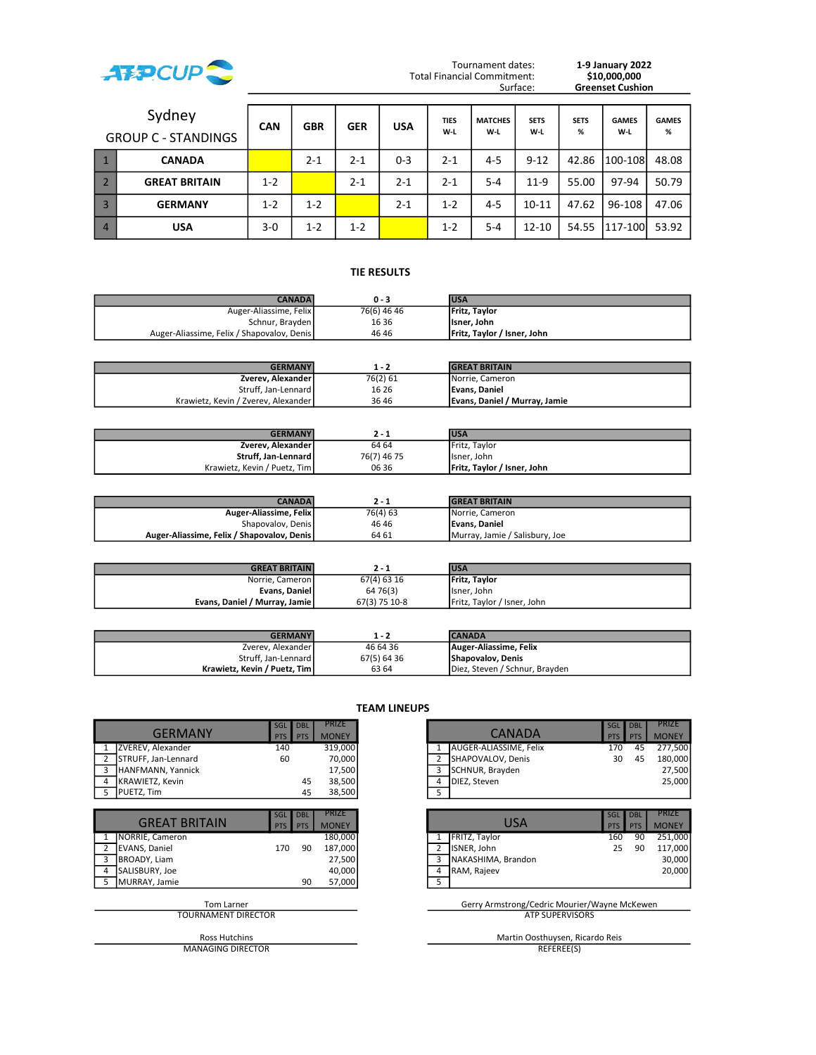ATP CUP

| | |
|---|---|
| Tournament dates: | **1-9 January 2022** |
| Total Financial Commitment: | **$10,000,000** |
| Surface: | **Greenset Cushion** |

## Sydney

## GROUP C - STANDINGS

| | | CAN | GBR | GER | USA | TIES W-L | MATCHES W-L | SETS W-L | SETS % | GAMES W-L | GAMES % |
|---|---|---|---|---|---|---|---|---|---|---|---|
| 1 | **CANADA** | | 2-1 | 2-1 | 0-3 | 2-1 | 4-5 | 9-12 | 42.86 | 100-108 | 48.08 |
| 2 | **GREAT BRITAIN** | 1-2 | | 2-1 | 2-1 | 2-1 | 5-4 | 11-9 | 55.00 | 97-94 | 50.79 |
| 3 | **GERMANY** | 1-2 | 1-2 | | 2-1 | 1-2 | 4-5 | 10-11 | 47.62 | 96-108 | 47.06 |
| 4 | **USA** | 3-0 | 1-2 | 1-2 | | 1-2 | 5-4 | 12-10 | 54.55 | 117-100 | 53.92 |

## TIE RESULTS

| **CANADA** | **0 - 3** | **USA** |
|---|---|---|
| Auger-Aliassime, Felix | 76(6) 46 46 | **Fritz, Taylor** |
| Schnur, Brayden | 16 36 | **Isner, John** |
| Auger-Aliassime, Felix / Shapovalov, Denis | 46 46 | **Fritz, Taylor / Isner, John** |

| **GERMANY** | **1 - 2** | **GREAT BRITAIN** |
|---|---|---|
| **Zverev, Alexander** | 76(2) 61 | Norrie, Cameron |
| Struff, Jan-Lennard | 16 26 | **Evans, Daniel** |
| Krawietz, Kevin / Zverev, Alexander | 36 46 | **Evans, Daniel / Murray, Jamie** |

| **GERMANY** | **2 - 1** | **USA** |
|---|---|---|
| **Zverev, Alexander** | 64 64 | Fritz, Taylor |
| **Struff, Jan-Lennard** | 76(7) 46 75 | Isner, John |
| Krawietz, Kevin / Puetz, Tim | 06 36 | **Fritz, Taylor / Isner, John** |

| **CANADA** | **2 - 1** | **GREAT BRITAIN** |
|---|---|---|
| **Auger-Aliassime, Felix** | 76(4) 63 | Norrie, Cameron |
| Shapovalov, Denis | 46 46 | **Evans, Daniel** |
| **Auger-Aliassime, Felix / Shapovalov, Denis** | 64 61 | Murray, Jamie / Salisbury, Joe |

| **GREAT BRITAIN** | **2 - 1** | **USA** |
|---|---|---|
| Norrie, Cameron | 67(4) 63 16 | **Fritz, Taylor** |
| **Evans, Daniel** | 64 76(3) | Isner, John |
| **Evans, Daniel / Murray, Jamie** | 67(3) 75 10-8 | Fritz, Taylor / Isner, John |

| **GERMANY** | **1 - 2** | **CANADA** |
|---|---|---|
| Zverev, Alexander | 46 64 36 | **Auger-Aliassime, Felix** |
| Struff, Jan-Lennard | 67(5) 64 36 | **Shapovalov, Denis** |
| **Krawietz, Kevin / Puetz, Tim** | 63 64 | Diez, Steven / Schnur, Brayden |

## TEAM LINEUPS

| | GERMANY | SGL PTS | DBL PTS | PRIZE MONEY |
|---|---|---|---|---|
| 1 | ZVEREV, Alexander | 140 | | 319,000 |
| 2 | STRUFF, Jan-Lennard | 60 | | 70,000 |
| 3 | HANFMANN, Yannick | | | 17,500 |
| 4 | KRAWIETZ, Kevin | | 45 | 38,500 |
| 5 | PUETZ, Tim | | 45 | 38,500 |

| | CANADA | SGL PTS | DBL PTS | PRIZE MONEY |
|---|---|---|---|---|
| 1 | AUGER-ALIASSIME, Felix | 170 | 45 | 277,500 |
| 2 | SHAPOVALOV, Denis | 30 | 45 | 180,000 |
| 3 | SCHNUR, Brayden | | | 27,500 |
| 4 | DIEZ, Steven | | | 25,000 |
| 5 | | | | |

| | GREAT BRITAIN | SGL PTS | DBL PTS | PRIZE MONEY |
|---|---|---|---|---|
| 1 | NORRIE, Cameron | | | 180,000 |
| 2 | EVANS, Daniel | 170 | 90 | 187,000 |
| 3 | BROADY, Liam | | | 27,500 |
| 4 | SALISBURY, Joe | | | 40,000 |
| 5 | MURRAY, Jamie | | 90 | 57,000 |

| | USA | SGL PTS | DBL PTS | PRIZE MONEY |
|---|---|---|---|---|
| 1 | FRITZ, Taylor | 160 | 90 | 251,000 |
| 2 | ISNER, John | 25 | 90 | 117,000 |
| 3 | NAKASHIMA, Brandon | | | 30,000 |
| 4 | RAM, Rajeev | | | 20,000 |
| 5 | | | | |

Tom Larner
TOURNAMENT DIRECTOR

Gerry Armstrong/Cedric Mourier/Wayne McKewen
ATP SUPERVISORS

Ross Hutchins
MANAGING DIRECTOR

Martin Oosthuysen, Ricardo Reis
REFEREE(S)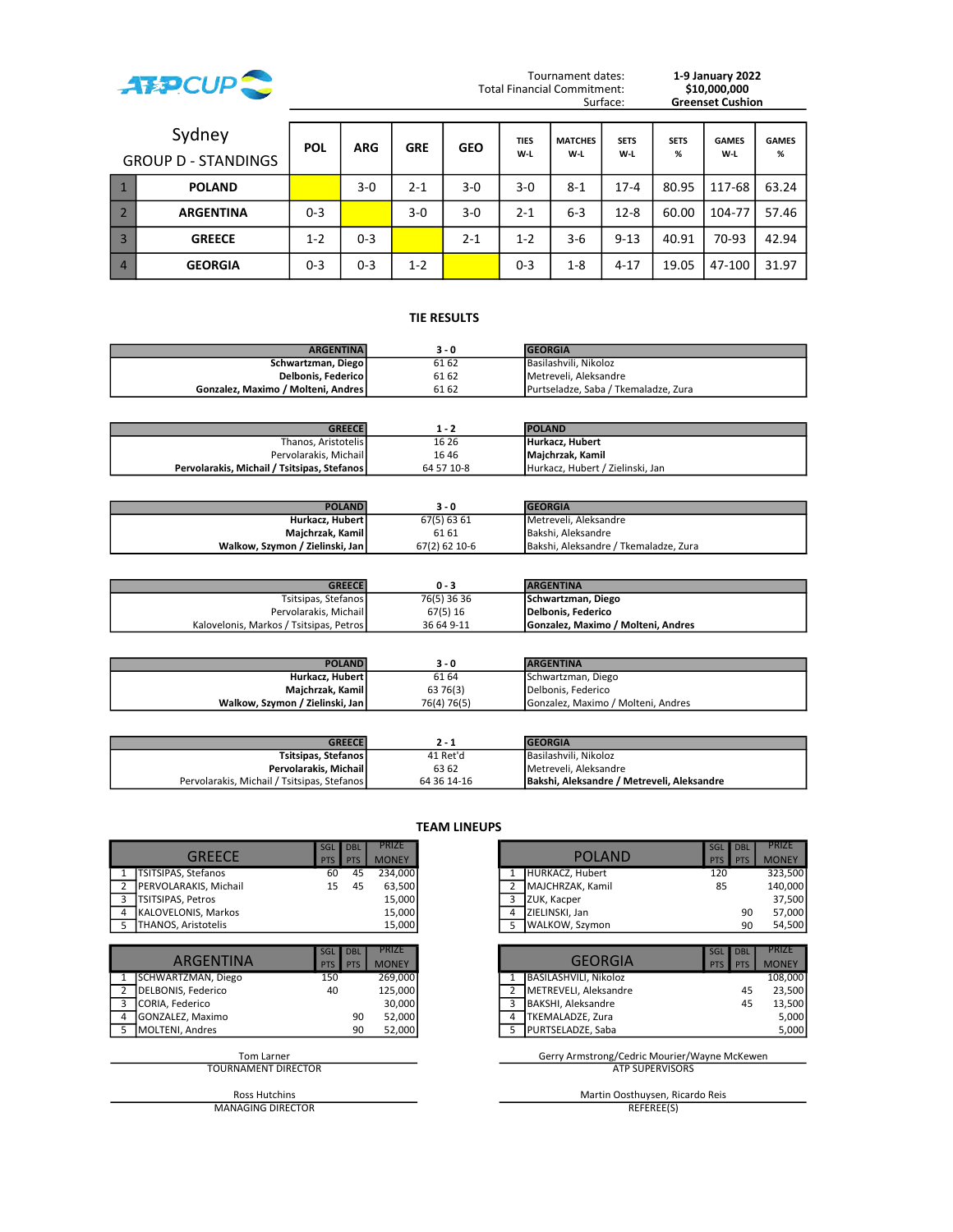ATPCUP

Tournament dates: 1-9 January 2022
Total Financial Commitment: $10,000,000
Surface: Greenset Cushion

## Sydney GROUP D - STANDINGS

| | | POL | ARG | GRE | GEO | TIES W-L | MATCHES W-L | SETS W-L | SETS % | GAMES W-L | GAMES % |
|---|---|---|---|---|---|---|---|---|---|---|---|
| 1 | POLAND | | 3-0 | 2-1 | 3-0 | 3-0 | 8-1 | 17-4 | 80.95 | 117-68 | 63.24 |
| 2 | ARGENTINA | 0-3 | | 3-0 | 3-0 | 2-1 | 6-3 | 12-8 | 60.00 | 104-77 | 57.46 |
| 3 | GREECE | 1-2 | 0-3 | | 2-1 | 1-2 | 3-6 | 9-13 | 40.91 | 70-93 | 42.94 |
| 4 | GEORGIA | 0-3 | 0-3 | 1-2 | | 0-3 | 1-8 | 4-17 | 19.05 | 47-100 | 31.97 |

## TIE RESULTS

| ARGENTINA | 3 - 0 | GEORGIA |
|---|---|---|
| **Schwartzman, Diego** | 61 62 | Basilashvili, Nikoloz |
| **Delbonis, Federico** | 61 62 | Metreveli, Aleksandre |
| **Gonzalez, Maximo / Molteni, Andres** | 61 62 | Purtseladze, Saba / Tkemaladze, Zura |

| GREECE | 1 - 2 | POLAND |
|---|---|---|
| Thanos, Aristotelis | 16 26 | **Hurkacz, Hubert** |
| Pervolarakis, Michail | 16 46 | **Majchrzak, Kamil** |
| **Pervolarakis, Michail / Tsitsipas, Stefanos** | 64 57 10-8 | Hurkacz, Hubert / Zielinski, Jan |

| POLAND | 3 - 0 | GEORGIA |
|---|---|---|
| **Hurkacz, Hubert** | 67(5) 63 61 | Metreveli, Aleksandre |
| **Majchrzak, Kamil** | 61 61 | Bakshi, Aleksandre |
| **Walkow, Szymon / Zielinski, Jan** | 67(2) 62 10-6 | Bakshi, Aleksandre / Tkemaladze, Zura |

| GREECE | 0 - 3 | ARGENTINA |
|---|---|---|
| Tsitsipas, Stefanos | 76(5) 36 36 | **Schwartzman, Diego** |
| Pervolarakis, Michail | 67(5) 16 | **Delbonis, Federico** |
| Kalovelonis, Markos / Tsitsipas, Petros | 36 64 9-11 | **Gonzalez, Maximo / Molteni, Andres** |

| POLAND | 3 - 0 | ARGENTINA |
|---|---|---|
| **Hurkacz, Hubert** | 61 64 | Schwartzman, Diego |
| **Majchrzak, Kamil** | 63 76(3) | Delbonis, Federico |
| **Walkow, Szymon / Zielinski, Jan** | 76(4) 76(5) | Gonzalez, Maximo / Molteni, Andres |

| GREECE | 2 - 1 | GEORGIA |
|---|---|---|
| **Tsitsipas, Stefanos** | 41 Ret'd | Basilashvili, Nikoloz |
| **Pervolarakis, Michail** | 63 62 | Metreveli, Aleksandre |
| Pervolarakis, Michail / Tsitsipas, Stefanos | 64 36 14-16 | **Bakshi, Aleksandre / Metreveli, Aleksandre** |

## TEAM LINEUPS

| | GREECE | SGL PTS | DBL PTS | PRIZE MONEY |
|---|---|---|---|---|
| 1 | TSITSIPAS, Stefanos | 60 | 45 | 234,000 |
| 2 | PERVOLARAKIS, Michail | 15 | 45 | 63,500 |
| 3 | TSITSIPAS, Petros | | | 15,000 |
| 4 | KALOVELONIS, Markos | | | 15,000 |
| 5 | THANOS, Aristotelis | | | 15,000 |

| | POLAND | SGL PTS | DBL PTS | PRIZE MONEY |
|---|---|---|---|---|
| 1 | HURKACZ, Hubert | 120 | | 323,500 |
| 2 | MAJCHRZAK, Kamil | 85 | | 140,000 |
| 3 | ZUK, Kacper | | | 37,500 |
| 4 | ZIELINSKI, Jan | | 90 | 57,000 |
| 5 | WALKOW, Szymon | | 90 | 54,500 |

| | ARGENTINA | SGL PTS | DBL PTS | PRIZE MONEY |
|---|---|---|---|---|
| 1 | SCHWARTZMAN, Diego | 150 | | 269,000 |
| 2 | DELBONIS, Federico | 40 | | 125,000 |
| 3 | CORIA, Federico | | | 30,000 |
| 4 | GONZALEZ, Maximo | | 90 | 52,000 |
| 5 | MOLTENI, Andres | | 90 | 52,000 |

| | GEORGIA | SGL PTS | DBL PTS | PRIZE MONEY |
|---|---|---|---|---|
| 1 | BASILASHVILI, Nikoloz | | | 108,000 |
| 2 | METREVELI, Aleksandre | | 45 | 23,500 |
| 3 | BAKSHI, Aleksandre | | 45 | 13,500 |
| 4 | TKEMALADZE, Zura | | | 5,000 |
| 5 | PURTSELADZE, Saba | | | 5,000 |

Tom Larner
TOURNAMENT DIRECTOR

Gerry Armstrong/Cedric Mourier/Wayne McKewen
ATP SUPERVISORS

Ross Hutchins
MANAGING DIRECTOR

Martin Oosthuysen, Ricardo Reis
REFEREE(S)